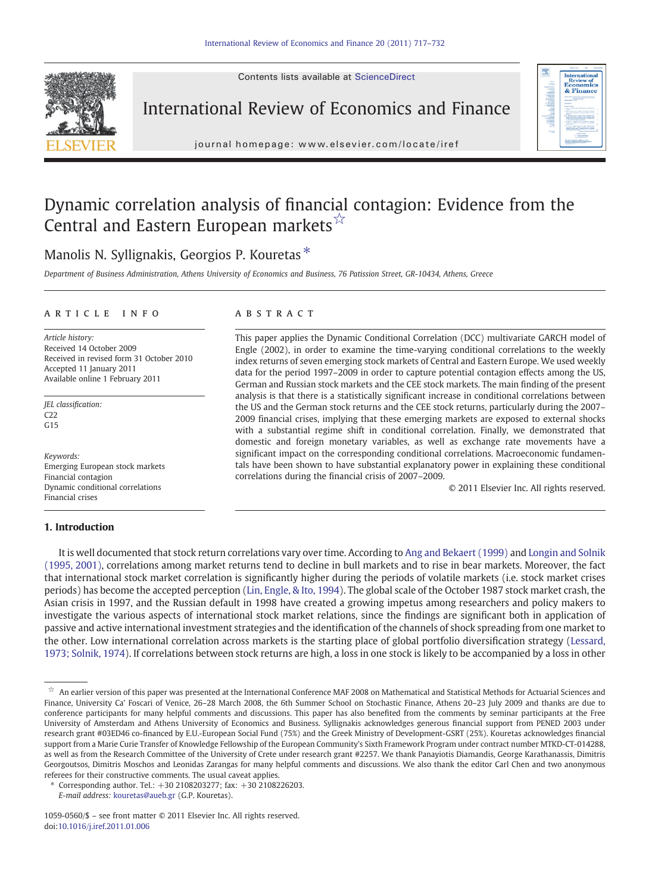# Dynamic correlation analysis of financial contagion: Evidence from the Central and Eastern European markets ☆

Manolis N. Syllignakis, Georgios P. Kouretas *

*Department of Business Administration, Athens University of Economics and Business, 76 Patission Street, GR-10434, Athens, Greece*

## ARTICLE INFO

*Article history:*
Received 14 October 2009
Received in revised form 31 October 2010
Accepted 11 January 2011
Available online 1 February 2011

*JEL classification:*
C22
G15

*Keywords:*
Emerging European stock markets
Financial contagion
Dynamic conditional correlations
Financial crises

## ABSTRACT

This paper applies the Dynamic Conditional Correlation (DCC) multivariate GARCH model of Engle (2002), in order to examine the time-varying conditional correlations to the weekly index returns of seven emerging stock markets of Central and Eastern Europe. We used weekly data for the period 1997–2009 in order to capture potential contagion effects among the US, German and Russian stock markets and the CEE stock markets. The main finding of the present analysis is that there is a statistically significant increase in conditional correlations between the US and the German stock returns and the CEE stock returns, particularly during the 2007–2009 financial crises, implying that these emerging markets are exposed to external shocks with a substantial regime shift in conditional correlation. Finally, we demonstrated that domestic and foreign monetary variables, as well as exchange rate movements have a significant impact on the corresponding conditional correlations. Macroeconomic fundamentals have been shown to have substantial explanatory power in explaining these conditional correlations during the financial crisis of 2007–2009.

© 2011 Elsevier Inc. All rights reserved.

## 1. Introduction

It is well documented that stock return correlations vary over time. According to Ang and Bekaert (1999) and Longin and Solnik (1995, 2001), correlations among market returns tend to decline in bull markets and to rise in bear markets. Moreover, the fact that international stock market correlation is significantly higher during the periods of volatile markets (i.e. stock market crises periods) has become the accepted perception (Lin, Engle, & Ito, 1994). The global scale of the October 1987 stock market crash, the Asian crisis in 1997, and the Russian default in 1998 have created a growing impetus among researchers and policy makers to investigate the various aspects of international stock market relations, since the findings are significant both in application of passive and active international investment strategies and the identification of the channels of shock spreading from one market to the other. Low international correlation across markets is the starting place of global portfolio diversification strategy (Lessard, 1973; Solnik, 1974). If correlations between stock returns are high, a loss in one stock is likely to be accompanied by a loss in other

---

☆ An earlier version of this paper was presented at the International Conference MAF 2008 on Mathematical and Statistical Methods for Actuarial Sciences and Finance, University Ca' Foscari of Venice, 26–28 March 2008, the 6th Summer School on Stochastic Finance, Athens 20–23 July 2009 and thanks are due to conference participants for many helpful comments and discussions. This paper has also benefited from the comments by seminar participants at the Free University of Amsterdam and Athens University of Economics and Business. Syllignakis acknowledges generous financial support from PENED 2003 under research grant #03ED46 co-financed by E.U.-European Social Fund (75%) and the Greek Ministry of Development-GSRT (25%). Kouretas acknowledges financial support from a Marie Curie Transfer of Knowledge Fellowship of the European Community's Sixth Framework Program under contract number MTKD-CT-014288, as well as from the Research Committee of the University of Crete under research grant #2257. We thank Panayiotis Diamandis, George Karathanassis, Dimitris Georgoutsos, Dimitris Moschos and Leonidas Zarangas for many helpful comments and discussions. We also thank the editor Carl Chen and two anonymous referees for their constructive comments. The usual caveat applies.

\* Corresponding author. Tel.: +30 2108203277; fax: +30 2108226203.
*E-mail address:* kouretas@aueb.gr (G.P. Kouretas).

1059-0560/$ – see front matter © 2011 Elsevier Inc. All rights reserved.
doi:10.1016/j.iref.2011.01.006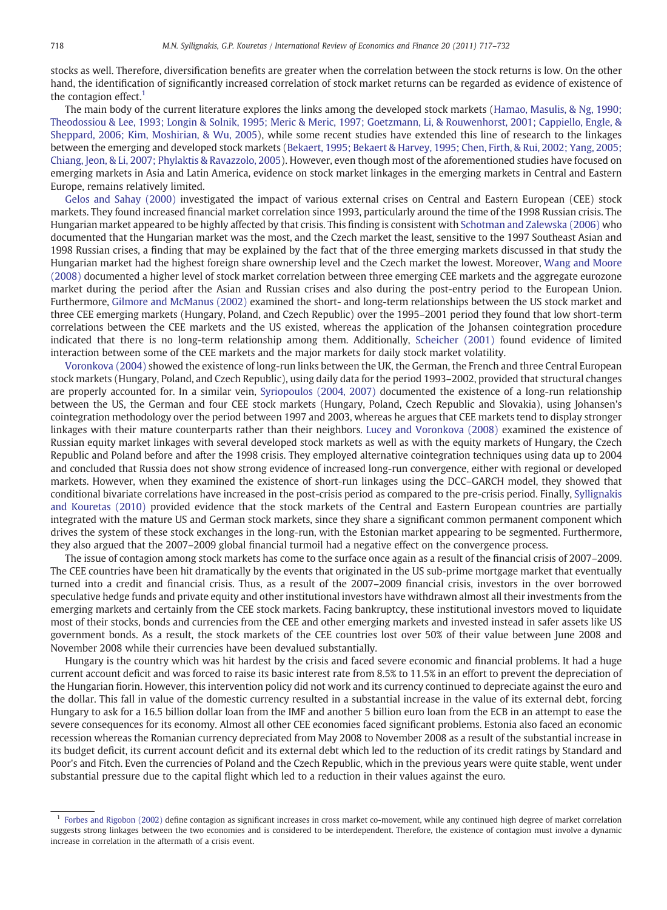stocks as well. Therefore, diversification benefits are greater when the correlation between the stock returns is low. On the other hand, the identification of significantly increased correlation of stock market returns can be regarded as evidence of existence of the contagion effect.[1]

The main body of the current literature explores the links among the developed stock markets (Hamao, Masulis, & Ng, 1990; Theodossiou & Lee, 1993; Longin & Solnik, 1995; Meric & Meric, 1997; Goetzmann, Li, & Rouwenhorst, 2001; Cappiello, Engle, & Sheppard, 2006; Kim, Moshirian, & Wu, 2005), while some recent studies have extended this line of research to the linkages between the emerging and developed stock markets (Bekaert, 1995; Bekaert & Harvey, 1995; Chen, Firth, & Rui, 2002; Yang, 2005; Chiang, Jeon, & Li, 2007; Phylaktis & Ravazzolo, 2005). However, even though most of the aforementioned studies have focused on emerging markets in Asia and Latin America, evidence on stock market linkages in the emerging markets in Central and Eastern Europe, remains relatively limited.

Gelos and Sahay (2000) investigated the impact of various external crises on Central and Eastern European (CEE) stock markets. They found increased financial market correlation since 1993, particularly around the time of the 1998 Russian crisis. The Hungarian market appeared to be highly affected by that crisis. This finding is consistent with Schotman and Zalewska (2006) who documented that the Hungarian market was the most, and the Czech market the least, sensitive to the 1997 Southeast Asian and 1998 Russian crises, a finding that may be explained by the fact that of the three emerging markets discussed in that study the Hungarian market had the highest foreign share ownership level and the Czech market the lowest. Moreover, Wang and Moore (2008) documented a higher level of stock market correlation between three emerging CEE markets and the aggregate eurozone market during the period after the Asian and Russian crises and also during the post-entry period to the European Union. Furthermore, Gilmore and McManus (2002) examined the short- and long-term relationships between the US stock market and three CEE emerging markets (Hungary, Poland, and Czech Republic) over the 1995–2001 period they found that low short-term correlations between the CEE markets and the US existed, whereas the application of the Johansen cointegration procedure indicated that there is no long-term relationship among them. Additionally, Scheicher (2001) found evidence of limited interaction between some of the CEE markets and the major markets for daily stock market volatility.

Voronkova (2004) showed the existence of long-run links between the UK, the German, the French and three Central European stock markets (Hungary, Poland, and Czech Republic), using daily data for the period 1993–2002, provided that structural changes are properly accounted for. In a similar vein, Syriopoulos (2004, 2007) documented the existence of a long-run relationship between the US, the German and four CEE stock markets (Hungary, Poland, Czech Republic and Slovakia), using Johansen's cointegration methodology over the period between 1997 and 2003, whereas he argues that CEE markets tend to display stronger linkages with their mature counterparts rather than their neighbors. Lucey and Voronkova (2008) examined the existence of Russian equity market linkages with several developed stock markets as well as with the equity markets of Hungary, the Czech Republic and Poland before and after the 1998 crisis. They employed alternative cointegration techniques using data up to 2004 and concluded that Russia does not show strong evidence of increased long-run convergence, either with regional or developed markets. However, when they examined the existence of short-run linkages using the DCC–GARCH model, they showed that conditional bivariate correlations have increased in the post-crisis period as compared to the pre-crisis period. Finally, Syllignakis and Kouretas (2010) provided evidence that the stock markets of the Central and Eastern European countries are partially integrated with the mature US and German stock markets, since they share a significant common permanent component which drives the system of these stock exchanges in the long-run, with the Estonian market appearing to be segmented. Furthermore, they also argued that the 2007–2009 global financial turmoil had a negative effect on the convergence process.

The issue of contagion among stock markets has come to the surface once again as a result of the financial crisis of 2007–2009. The CEE countries have been hit dramatically by the events that originated in the US sub-prime mortgage market that eventually turned into a credit and financial crisis. Thus, as a result of the 2007–2009 financial crisis, investors in the over borrowed speculative hedge funds and private equity and other institutional investors have withdrawn almost all their investments from the emerging markets and certainly from the CEE stock markets. Facing bankruptcy, these institutional investors moved to liquidate most of their stocks, bonds and currencies from the CEE and other emerging markets and invested instead in safer assets like US government bonds. As a result, the stock markets of the CEE countries lost over 50% of their value between June 2008 and November 2008 while their currencies have been devalued substantially.

Hungary is the country which was hit hardest by the crisis and faced severe economic and financial problems. It had a huge current account deficit and was forced to raise its basic interest rate from 8.5% to 11.5% in an effort to prevent the depreciation of the Hungarian fiorin. However, this intervention policy did not work and its currency continued to depreciate against the euro and the dollar. This fall in value of the domestic currency resulted in a substantial increase in the value of its external debt, forcing Hungary to ask for a 16.5 billion dollar loan from the IMF and another 5 billion euro loan from the ECB in an attempt to ease the severe consequences for its economy. Almost all other CEE economies faced significant problems. Estonia also faced an economic recession whereas the Romanian currency depreciated from May 2008 to November 2008 as a result of the substantial increase in its budget deficit, its current account deficit and its external debt which led to the reduction of its credit ratings by Standard and Poor's and Fitch. Even the currencies of Poland and the Czech Republic, which in the previous years were quite stable, went under substantial pressure due to the capital flight which led to a reduction in their values against the euro.

---

[1] Forbes and Rigobon (2002) define contagion as significant increases in cross market co-movement, while any continued high degree of market correlation suggests strong linkages between the two economies and is considered to be interdependent. Therefore, the existence of contagion must involve a dynamic increase in correlation in the aftermath of a crisis event.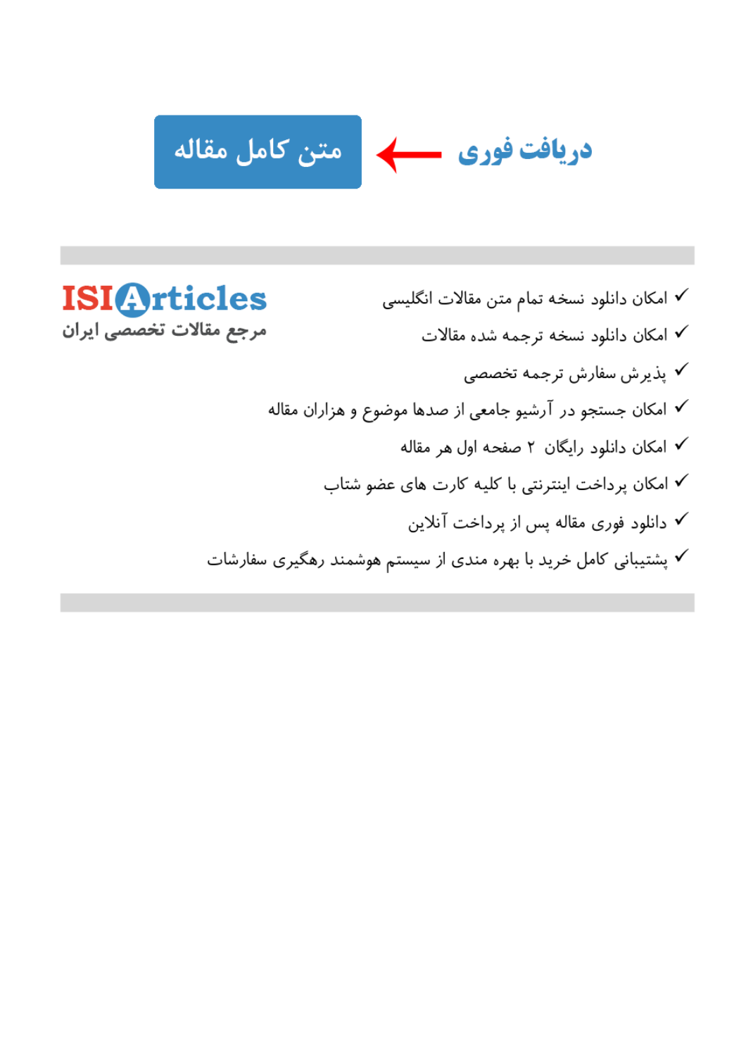دریافت فوری ← **متن کامل مقاله**

**ISIArticles**
مرجع مقالات تخصصی ایران

- ✓ امکان دانلود نسخه تمام متن مقالات انگلیسی
- ✓ امکان دانلود نسخه ترجمه شده مقالات
- ✓ پذیرش سفارش ترجمه تخصصی
- ✓ امکان جستجو در آرشیو جامعی از صدها موضوع و هزاران مقاله
- ✓ امکان دانلود رایگان ۲ صفحه اول هر مقاله
- ✓ امکان پرداخت اینترنتی با کلیه کارت های عضو شتاب
- ✓ دانلود فوری مقاله پس از پرداخت آنلاین
- ✓ پشتیبانی کامل خرید با بهره مندی از سیستم هوشمند رهگیری سفارشات